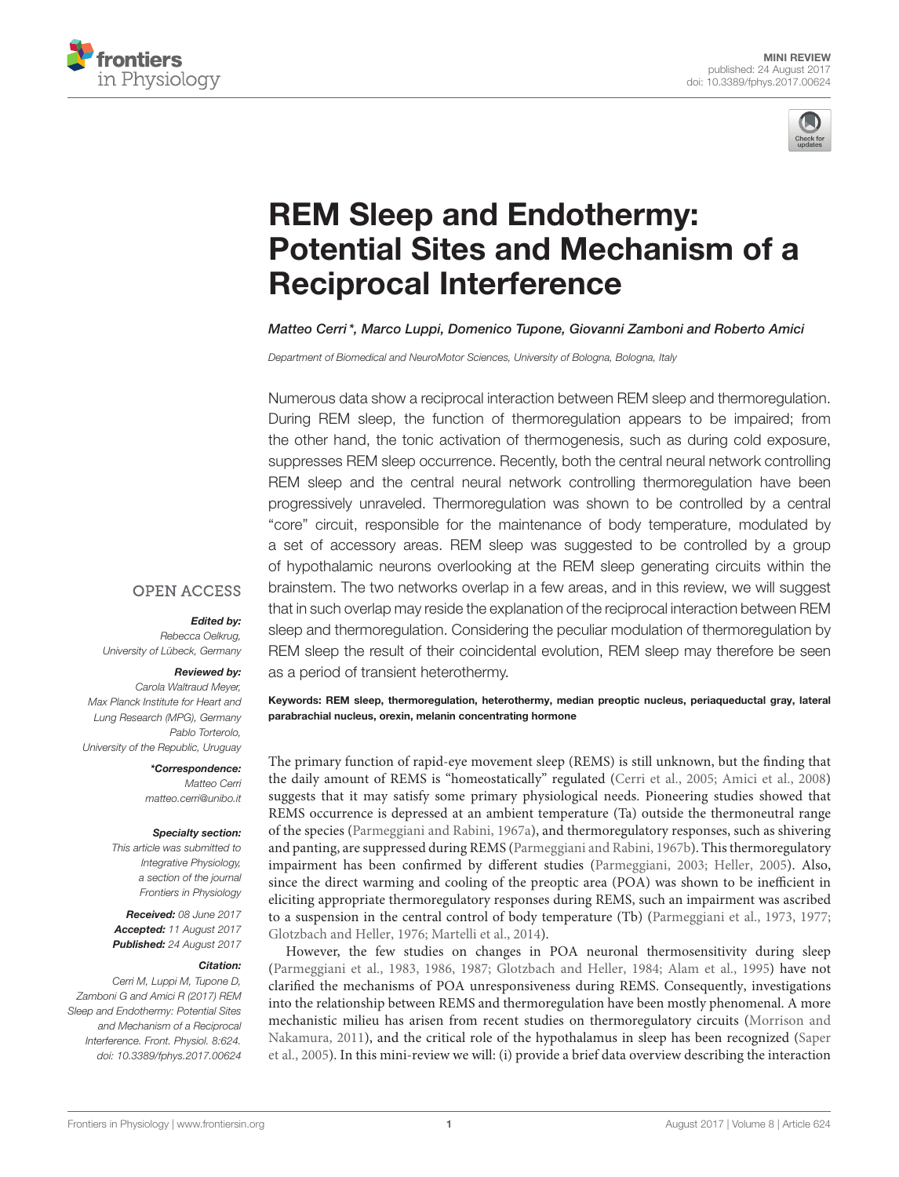MINI REVIEW
published: 24 August 2017
doi: 10.3389/fphys.2017.00624

# REM Sleep and Endothermy: Potential Sites and Mechanism of a Reciprocal Interference

*Matteo Cerri\*, Marco Luppi, Domenico Tupone, Giovanni Zamboni and Roberto Amici*

*Department of Biomedical and NeuroMotor Sciences, University of Bologna, Bologna, Italy*

Numerous data show a reciprocal interaction between REM sleep and thermoregulation. During REM sleep, the function of thermoregulation appears to be impaired; from the other hand, the tonic activation of thermogenesis, such as during cold exposure, suppresses REM sleep occurrence. Recently, both the central neural network controlling REM sleep and the central neural network controlling thermoregulation have been progressively unraveled. Thermoregulation was shown to be controlled by a central "core" circuit, responsible for the maintenance of body temperature, modulated by a set of accessory areas. REM sleep was suggested to be controlled by a group of hypothalamic neurons overlooking at the REM sleep generating circuits within the brainstem. The two networks overlap in a few areas, and in this review, we will suggest that in such overlap may reside the explanation of the reciprocal interaction between REM sleep and thermoregulation. Considering the peculiar modulation of thermoregulation by REM sleep the result of their coincidental evolution, REM sleep may therefore be seen as a period of transient heterothermy.

**Keywords: REM sleep, thermoregulation, heterothermy, median preoptic nucleus, periaqueductal gray, lateral parabrachial nucleus, orexin, melanin concentrating hormone**

OPEN ACCESS

***Edited by:***
Rebecca Oelkrug,
University of Lübeck, Germany

***Reviewed by:***
Carola Waltraud Meyer,
Max Planck Institute for Heart and Lung Research (MPG), Germany
Pablo Torterolo,
University of the Republic, Uruguay

***\*Correspondence:***
Matteo Cerri
matteo.cerri@unibo.it

***Specialty section:***
This article was submitted to Integrative Physiology, a section of the journal Frontiers in Physiology

***Received:*** 08 June 2017
***Accepted:*** 11 August 2017
***Published:*** 24 August 2017

***Citation:***
Cerri M, Luppi M, Tupone D, Zamboni G and Amici R (2017) REM Sleep and Endothermy: Potential Sites and Mechanism of a Reciprocal Interference. Front. Physiol. 8:624. doi: 10.3389/fphys.2017.00624

The primary function of rapid-eye movement sleep (REMS) is still unknown, but the finding that the daily amount of REMS is "homeostatically" regulated (Cerri et al., 2005; Amici et al., 2008) suggests that it may satisfy some primary physiological needs. Pioneering studies showed that REMS occurrence is depressed at an ambient temperature (Ta) outside the thermoneutral range of the species (Parmeggiani and Rabini, 1967a), and thermoregulatory responses, such as shivering and panting, are suppressed during REMS (Parmeggiani and Rabini, 1967b). This thermoregulatory impairment has been confirmed by different studies (Parmeggiani, 2003; Heller, 2005). Also, since the direct warming and cooling of the preoptic area (POA) was shown to be inefficient in eliciting appropriate thermoregulatory responses during REMS, such an impairment was ascribed to a suspension in the central control of body temperature (Tb) (Parmeggiani et al., 1973, 1977; Glotzbach and Heller, 1976; Martelli et al., 2014).

However, the few studies on changes in POA neuronal thermosensitivity during sleep (Parmeggiani et al., 1983, 1986, 1987; Glotzbach and Heller, 1984; Alam et al., 1995) have not clarified the mechanisms of POA unresponsiveness during REMS. Consequently, investigations into the relationship between REMS and thermoregulation have been mostly phenomenal. A more mechanistic milieu has arisen from recent studies on thermoregulatory circuits (Morrison and Nakamura, 2011), and the critical role of the hypothalamus in sleep has been recognized (Saper et al., 2005). In this mini-review we will: (i) provide a brief data overview describing the interaction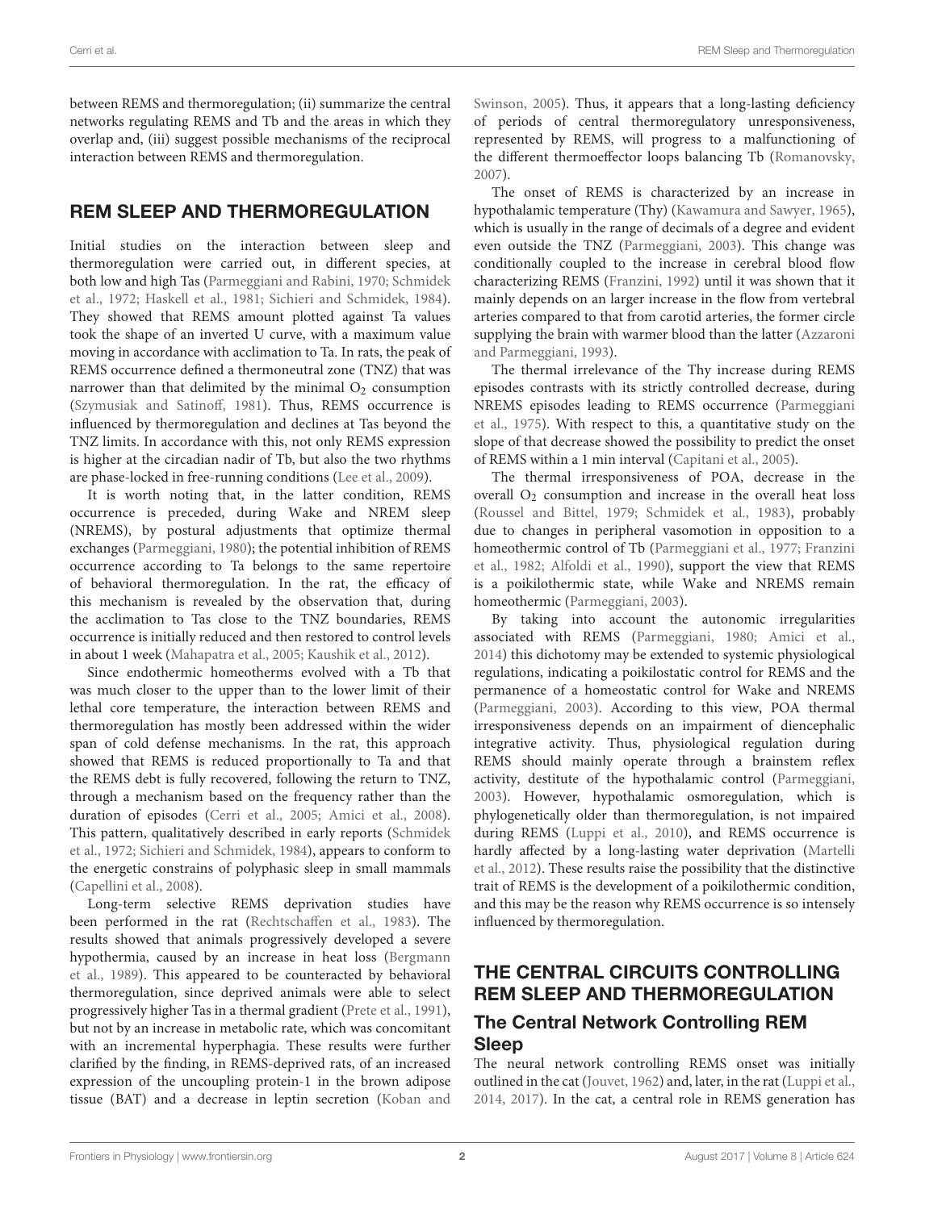between REMS and thermoregulation; (ii) summarize the central networks regulating REMS and Tb and the areas in which they overlap and, (iii) suggest possible mechanisms of the reciprocal interaction between REMS and thermoregulation.

## REM SLEEP AND THERMOREGULATION

Initial studies on the interaction between sleep and thermoregulation were carried out, in different species, at both low and high Tas (Parmeggiani and Rabini, 1970; Schmidek et al., 1972; Haskell et al., 1981; Sichieri and Schmidek, 1984). They showed that REMS amount plotted against Ta values took the shape of an inverted U curve, with a maximum value moving in accordance with acclimation to Ta. In rats, the peak of REMS occurrence defined a thermoneutral zone (TNZ) that was narrower than that delimited by the minimal $O_2$ consumption (Szymusiak and Satinoff, 1981). Thus, REMS occurrence is influenced by thermoregulation and declines at Tas beyond the TNZ limits. In accordance with this, not only REMS expression is higher at the circadian nadir of Tb, but also the two rhythms are phase-locked in free-running conditions (Lee et al., 2009).

It is worth noting that, in the latter condition, REMS occurrence is preceded, during Wake and NREM sleep (NREMS), by postural adjustments that optimize thermal exchanges (Parmeggiani, 1980); the potential inhibition of REMS occurrence according to Ta belongs to the same repertoire of behavioral thermoregulation. In the rat, the efficacy of this mechanism is revealed by the observation that, during the acclimation to Tas close to the TNZ boundaries, REMS occurrence is initially reduced and then restored to control levels in about 1 week (Mahapatra et al., 2005; Kaushik et al., 2012).

Since endothermic homeotherms evolved with a Tb that was much closer to the upper than to the lower limit of their lethal core temperature, the interaction between REMS and thermoregulation has mostly been addressed within the wider span of cold defense mechanisms. In the rat, this approach showed that REMS is reduced proportionally to Ta and that the REMS debt is fully recovered, following the return to TNZ, through a mechanism based on the frequency rather than the duration of episodes (Cerri et al., 2005; Amici et al., 2008). This pattern, qualitatively described in early reports (Schmidek et al., 1972; Sichieri and Schmidek, 1984), appears to conform to the energetic constrains of polyphasic sleep in small mammals (Capellini et al., 2008).

Long-term selective REMS deprivation studies have been performed in the rat (Rechtschaffen et al., 1983). The results showed that animals progressively developed a severe hypothermia, caused by an increase in heat loss (Bergmann et al., 1989). This appeared to be counteracted by behavioral thermoregulation, since deprived animals were able to select progressively higher Tas in a thermal gradient (Prete et al., 1991), but not by an increase in metabolic rate, which was concomitant with an incremental hyperphagia. These results were further clarified by the finding, in REMS-deprived rats, of an increased expression of the uncoupling protein-1 in the brown adipose tissue (BAT) and a decrease in leptin secretion (Koban and Swinson, 2005). Thus, it appears that a long-lasting deficiency of periods of central thermoregulatory unresponsiveness, represented by REMS, will progress to a malfunctioning of the different thermoeffector loops balancing Tb (Romanovsky, 2007).

The onset of REMS is characterized by an increase in hypothalamic temperature (Thy) (Kawamura and Sawyer, 1965), which is usually in the range of decimals of a degree and evident even outside the TNZ (Parmeggiani, 2003). This change was conditionally coupled to the increase in cerebral blood flow characterizing REMS (Franzini, 1992) until it was shown that it mainly depends on an larger increase in the flow from vertebral arteries compared to that from carotid arteries, the former circle supplying the brain with warmer blood than the latter (Azzaroni and Parmeggiani, 1993).

The thermal irrelevance of the Thy increase during REMS episodes contrasts with its strictly controlled decrease, during NREMS episodes leading to REMS occurrence (Parmeggiani et al., 1975). With respect to this, a quantitative study on the slope of that decrease showed the possibility to predict the onset of REMS within a 1 min interval (Capitani et al., 2005).

The thermal irresponsiveness of POA, decrease in the overall $O_2$ consumption and increase in the overall heat loss (Roussel and Bittel, 1979; Schmidek et al., 1983), probably due to changes in peripheral vasomotion in opposition to a homeothermic control of Tb (Parmeggiani et al., 1977; Franzini et al., 1982; Alfoldi et al., 1990), support the view that REMS is a poikilothermic state, while Wake and NREMS remain homeothermic (Parmeggiani, 2003).

By taking into account the autonomic irregularities associated with REMS (Parmeggiani, 1980; Amici et al., 2014) this dichotomy may be extended to systemic physiological regulations, indicating a poikilostatic control for REMS and the permanence of a homeostatic control for Wake and NREMS (Parmeggiani, 2003). According to this view, POA thermal irresponsiveness depends on an impairment of diencephalic integrative activity. Thus, physiological regulation during REMS should mainly operate through a brainstem reflex activity, destitute of the hypothalamic control (Parmeggiani, 2003). However, hypothalamic osmoregulation, which is phylogenetically older than thermoregulation, is not impaired during REMS (Luppi et al., 2010), and REMS occurrence is hardly affected by a long-lasting water deprivation (Martelli et al., 2012). These results raise the possibility that the distinctive trait of REMS is the development of a poikilothermic condition, and this may be the reason why REMS occurrence is so intensely influenced by thermoregulation.

## THE CENTRAL CIRCUITS CONTROLLING REM SLEEP AND THERMOREGULATION

### The Central Network Controlling REM Sleep

The neural network controlling REMS onset was initially outlined in the cat (Jouvet, 1962) and, later, in the rat (Luppi et al., 2014, 2017). In the cat, a central role in REMS generation has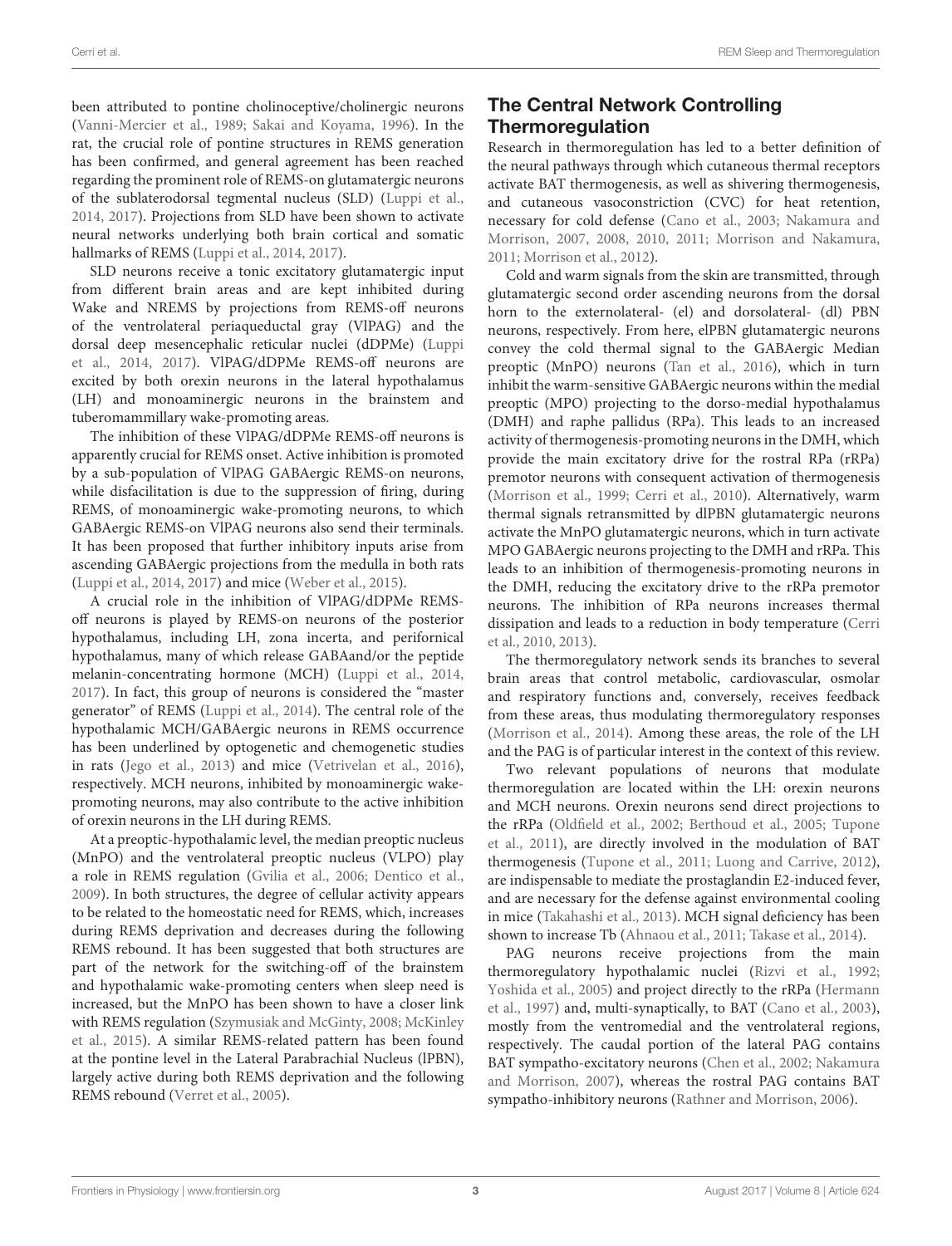been attributed to pontine cholinoceptive/cholinergic neurons (Vanni-Mercier et al., 1989; Sakai and Koyama, 1996). In the rat, the crucial role of pontine structures in REMS generation has been confirmed, and general agreement has been reached regarding the prominent role of REMS-on glutamatergic neurons of the sublaterodorsal tegmental nucleus (SLD) (Luppi et al., 2014, 2017). Projections from SLD have been shown to activate neural networks underlying both brain cortical and somatic hallmarks of REMS (Luppi et al., 2014, 2017).

SLD neurons receive a tonic excitatory glutamatergic input from different brain areas and are kept inhibited during Wake and NREMS by projections from REMS-off neurons of the ventrolateral periaqueductal gray (VlPAG) and the dorsal deep mesencephalic reticular nuclei (dDPMe) (Luppi et al., 2014, 2017). VlPAG/dDPMe REMS-off neurons are excited by both orexin neurons in the lateral hypothalamus (LH) and monoaminergic neurons in the brainstem and tuberomammillary wake-promoting areas.

The inhibition of these VlPAG/dDPMe REMS-off neurons is apparently crucial for REMS onset. Active inhibition is promoted by a sub-population of VlPAG GABAergic REMS-on neurons, while disfacilitation is due to the suppression of firing, during REMS, of monoaminergic wake-promoting neurons, to which GABAergic REMS-on VlPAG neurons also send their terminals. It has been proposed that further inhibitory inputs arise from ascending GABAergic projections from the medulla in both rats (Luppi et al., 2014, 2017) and mice (Weber et al., 2015).

A crucial role in the inhibition of VlPAG/dDPMe REMS-off neurons is played by REMS-on neurons of the posterior hypothalamus, including LH, zona incerta, and perifornical hypothalamus, many of which release GABAand/or the peptide melanin-concentrating hormone (MCH) (Luppi et al., 2014, 2017). In fact, this group of neurons is considered the "master generator" of REMS (Luppi et al., 2014). The central role of the hypothalamic MCH/GABAergic neurons in REMS occurrence has been underlined by optogenetic and chemogenetic studies in rats (Jego et al., 2013) and mice (Vetrivelan et al., 2016), respectively. MCH neurons, inhibited by monoaminergic wake-promoting neurons, may also contribute to the active inhibition of orexin neurons in the LH during REMS.

At a preoptic-hypothalamic level, the median preoptic nucleus (MnPO) and the ventrolateral preoptic nucleus (VLPO) play a role in REMS regulation (Gvilia et al., 2006; Dentico et al., 2009). In both structures, the degree of cellular activity appears to be related to the homeostatic need for REMS, which increases during REMS deprivation and decreases during the following REMS rebound. It has been suggested that both structures are part of the network for the switching-off of the brainstem and hypothalamic wake-promoting centers when sleep need is increased, but the MnPO has been shown to have a closer link with REMS regulation (Szymusiak and McGinty, 2008; McKinley et al., 2015). A similar REMS-related pattern has been found at the pontine level in the Lateral Parabrachial Nucleus (lPBN), largely active during both REMS deprivation and the following REMS rebound (Verret et al., 2005).

## The Central Network Controlling Thermoregulation

Research in thermoregulation has led to a better definition of the neural pathways through which cutaneous thermal receptors activate BAT thermogenesis, as well as shivering thermogenesis, and cutaneous vasoconstriction (CVC) for heat retention, necessary for cold defense (Cano et al., 2003; Nakamura and Morrison, 2007, 2008, 2010, 2011; Morrison and Nakamura, 2011; Morrison et al., 2012).

Cold and warm signals from the skin are transmitted, through glutamatergic second order ascending neurons from the dorsal horn to the externolateral- (el) and dorsolateral- (dl) PBN neurons, respectively. From here, elPBN glutamatergic neurons convey the cold thermal signal to the GABAergic Median preoptic (MnPO) neurons (Tan et al., 2016), which in turn inhibit the warm-sensitive GABAergic neurons within the medial preoptic (MPO) projecting to the dorso-medial hypothalamus (DMH) and raphe pallidus (RPa). This leads to an increased activity of thermogenesis-promoting neurons in the DMH, which provide the main excitatory drive for the rostral RPa (rRPa) premotor neurons with consequent activation of thermogenesis (Morrison et al., 1999; Cerri et al., 2010). Alternatively, warm thermal signals retransmitted by dlPBN glutamatergic neurons activate the MnPO glutamatergic neurons, which in turn activate MPO GABAergic neurons projecting to the DMH and rRPa. This leads to an inhibition of thermogenesis-promoting neurons in the DMH, reducing the excitatory drive to the rRPa premotor neurons. The inhibition of RPa neurons increases thermal dissipation and leads to a reduction in body temperature (Cerri et al., 2010, 2013).

The thermoregulatory network sends its branches to several brain areas that control metabolic, cardiovascular, osmolar and respiratory functions and, conversely, receives feedback from these areas, thus modulating thermoregulatory responses (Morrison et al., 2014). Among these areas, the role of the LH and the PAG is of particular interest in the context of this review.

Two relevant populations of neurons that modulate thermoregulation are located within the LH: orexin neurons and MCH neurons. Orexin neurons send direct projections to the rRPa (Oldfield et al., 2002; Berthoud et al., 2005; Tupone et al., 2011), are directly involved in the modulation of BAT thermogenesis (Tupone et al., 2011; Luong and Carrive, 2012), are indispensable to mediate the prostaglandin E2-induced fever, and are necessary for the defense against environmental cooling in mice (Takahashi et al., 2013). MCH signal deficiency has been shown to increase Tb (Ahnaou et al., 2011; Takase et al., 2014).

PAG neurons receive projections from the main thermoregulatory hypothalamic nuclei (Rizvi et al., 1992; Yoshida et al., 2005) and project directly to the rRPa (Hermann et al., 1997) and, multi-synaptically, to BAT (Cano et al., 2003), mostly from the ventromedial and the ventrolateral regions, respectively. The caudal portion of the lateral PAG contains BAT sympatho-excitatory neurons (Chen et al., 2002; Nakamura and Morrison, 2007), whereas the rostral PAG contains BAT sympatho-inhibitory neurons (Rathner and Morrison, 2006).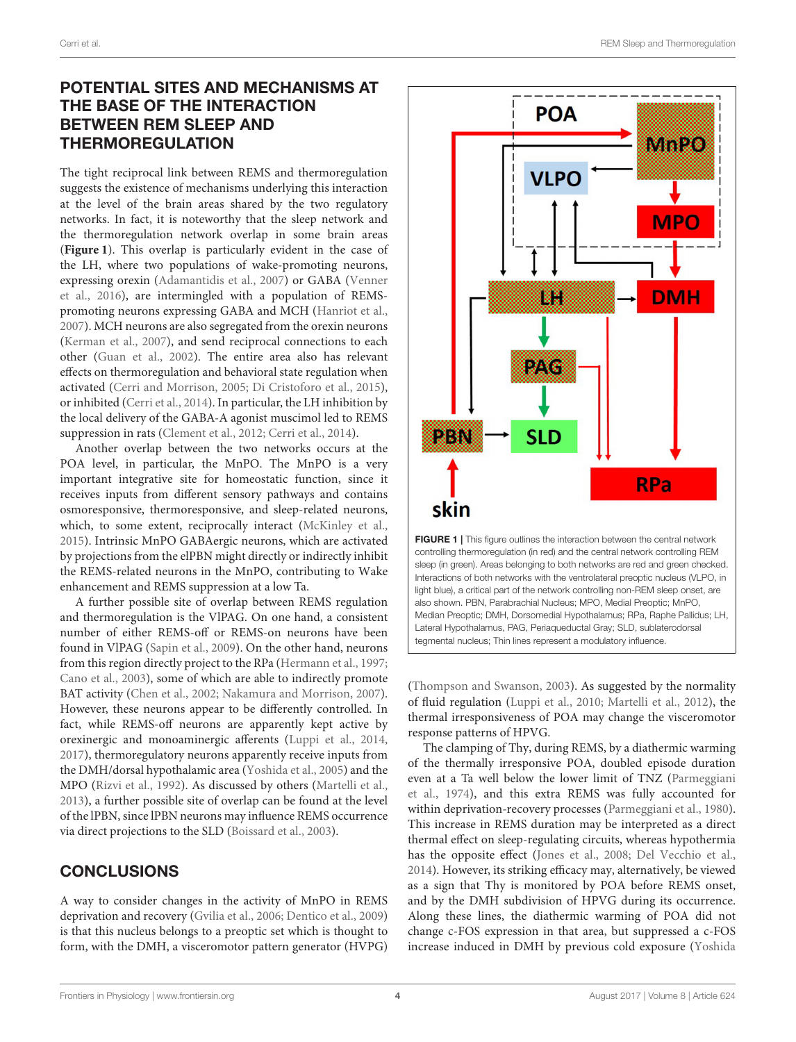## POTENTIAL SITES AND MECHANISMS AT THE BASE OF THE INTERACTION BETWEEN REM SLEEP AND THERMOREGULATION

The tight reciprocal link between REMS and thermoregulation suggests the existence of mechanisms underlying this interaction at the level of the brain areas shared by the two regulatory networks. In fact, it is noteworthy that the sleep network and the thermoregulation network overlap in some brain areas (**Figure 1**). This overlap is particularly evident in the case of the LH, where two populations of wake-promoting neurons, expressing orexin (Adamantidis et al., 2007) or GABA (Venner et al., 2016), are intermingled with a population of REMS-promoting neurons expressing GABA and MCH (Hanriot et al., 2007). MCH neurons are also segregated from the orexin neurons (Kerman et al., 2007), and send reciprocal connections to each other (Guan et al., 2002). The entire area also has relevant effects on thermoregulation and behavioral state regulation when activated (Cerri and Morrison, 2005; Di Cristoforo et al., 2015), or inhibited (Cerri et al., 2014). In particular, the LH inhibition by the local delivery of the GABA-A agonist muscimol led to REMS suppression in rats (Clement et al., 2012; Cerri et al., 2014).

Another overlap between the two networks occurs at the POA level, in particular, the MnPO. The MnPO is a very important integrative site for homeostatic function, since it receives inputs from different sensory pathways and contains osmoresponsive, thermoresponsive, and sleep-related neurons, which, to some extent, reciprocally interact (McKinley et al., 2015). Intrinsic MnPO GABAergic neurons, which are activated by projections from the elPBN might directly or indirectly inhibit the REMS-related neurons in the MnPO, contributing to Wake enhancement and REMS suppression at a low Ta.

A further possible site of overlap between REMS regulation and thermoregulation is the VlPAG. On one hand, a consistent number of either REMS-off or REMS-on neurons have been found in VlPAG (Sapin et al., 2009). On the other hand, neurons from this region directly project to the RPa (Hermann et al., 1997; Cano et al., 2003), some of which are able to indirectly promote BAT activity (Chen et al., 2002; Nakamura and Morrison, 2007). However, these neurons appear to be differently controlled. In fact, while REMS-off neurons are apparently kept active by orexinergic and monoaminergic afferents (Luppi et al., 2014, 2017), thermoregulatory neurons apparently receive inputs from the DMH/dorsal hypothalamic area (Yoshida et al., 2005) and the MPO (Rizvi et al., 1992). As discussed by others (Martelli et al., 2013), a further possible site of overlap can be found at the level of the lPBN, since lPBN neurons may influence REMS occurrence via direct projections to the SLD (Boissard et al., 2003).

**FIGURE 1 |** This figure outlines the interaction between the central network controlling thermoregulation (in red) and the central network controlling REM sleep (in green). Areas belonging to both networks are red and green checked. Interactions of both networks with the ventrolateral preoptic nucleus (VLPO, in light blue), a critical part of the network controlling non-REM sleep onset, are also shown. PBN, Parabrachial Nucleus; MPO, Medial Preoptic; MnPO, Median Preoptic; DMH, Dorsomedial Hypothalamus; RPa, Raphe Pallidus; LH, Lateral Hypothalamus, PAG, Periaqueductal Gray; SLD, sublaterodorsal tegmental nucleus; Thin lines represent a modulatory influence.

## CONCLUSIONS

A way to consider changes in the activity of MnPO in REMS deprivation and recovery (Gvilia et al., 2006; Dentico et al., 2009) is that this nucleus belongs to a preoptic set which is thought to form, with the DMH, a visceromotor pattern generator (HVPG) (Thompson and Swanson, 2003). As suggested by the normality of fluid regulation (Luppi et al., 2010; Martelli et al., 2012), the thermal irresponsiveness of POA may change the visceromotor response patterns of HPVG.

The clamping of Thy, during REMS, by a diathermic warming of the thermally irresponsive POA, doubled episode duration even at a Ta well below the lower limit of TNZ (Parmeggiani et al., 1974), and this extra REMS was fully accounted for within deprivation-recovery processes (Parmeggiani et al., 1980). This increase in REMS duration may be interpreted as a direct thermal effect on sleep-regulating circuits, whereas hypothermia has the opposite effect (Jones et al., 2008; Del Vecchio et al., 2014). However, its striking efficacy may, alternatively, be viewed as a sign that Thy is monitored by POA before REMS onset, and by the DMH subdivision of HPVG during its occurrence. Along these lines, the diathermic warming of POA did not change c-FOS expression in that area, but suppressed a c-FOS increase induced in DMH by previous cold exposure (Yoshida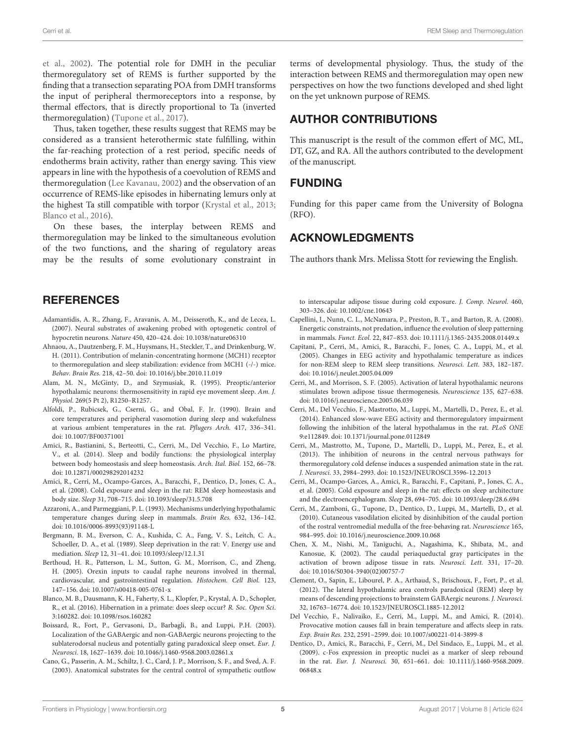et al., 2002). The potential role for DMH in the peculiar thermoregulatory set of REMS is further supported by the finding that a transection separating POA from DMH transforms the input of peripheral thermoreceptors into a response, by thermal effectors, that is directly proportional to Ta (inverted thermoregulation) (Tupone et al., 2017).

Thus, taken together, these results suggest that REMS may be considered as a transient heterothermic state fulfilling, within the far-reaching protection of a rest period, specific needs of endotherms brain activity, rather than energy saving. This view appears in line with the hypothesis of a coevolution of REMS and thermoregulation (Lee Kavanau, 2002) and the observation of an occurrence of REMS-like episodes in hibernating lemurs only at the highest Ta still compatible with torpor (Krystal et al., 2013; Blanco et al., 2016).

On these bases, the interplay between REMS and thermoregulation may be linked to the simultaneous evolution of the two functions, and the sharing of regulatory areas may be the results of some evolutionary constraint in terms of developmental physiology. Thus, the study of the interaction between REMS and thermoregulation may open new perspectives on how the two functions developed and shed light on the yet unknown purpose of REMS.

## AUTHOR CONTRIBUTIONS

This manuscript is the result of the common effert of MC, ML, DT, GZ, and RA. All the authors contributed to the development of the manuscript.

## FUNDING

Funding for this paper came from the University of Bologna (RFO).

## ACKNOWLEDGMENTS

The authors thank Mrs. Melissa Stott for reviewing the English.

## REFERENCES

Adamantidis, A. R., Zhang, F., Aravanis, A. M., Deisseroth, K., and de Lecea, L. (2007). Neural substrates of awakening probed with optogenetic control of hypocretin neurons. *Nature* 450, 420–424. doi: 10.1038/nature06310

Ahnaou, A., Dautzenberg, F. M., Huysmans, H., Steckler, T., and Drinkenburg, W. H. (2011). Contribution of melanin-concentrating hormone (MCH1) receptor to thermoregulation and sleep stabilization: evidence from MCH1 (-/-) mice. *Behav. Brain Res.* 218, 42–50. doi: 10.1016/j.bbr.2010.11.019

Alam, M. N., McGinty, D., and Szymusiak, R. (1995). Preoptic/anterior hypothalamic neurons: thermosensitivity in rapid eye movement sleep. *Am. J. Physiol.* 269(5 Pt 2), R1250–R1257.

Alfoldi, P., Rubicsek, G., Cserni, G., and Obal, F. Jr. (1990). Brain and core temperatures and peripheral vasomotion during sleep and wakefulness at various ambient temperatures in the rat. *Pflugers Arch.* 417, 336–341. doi: 10.1007/BF00371001

Amici, R., Bastianini, S., Berteotti, C., Cerri, M., Del Vecchio, F., Lo Martire, V., et al. (2014). Sleep and bodily functions: the physiological interplay between body homeostasis and sleep homeostasis. *Arch. Ital. Biol.* 152, 66–78. doi: 10.12871/000298292014232

Amici, R., Cerri, M., Ocampo-Garces, A., Baracchi, F., Dentico, D., Jones, C. A., et al. (2008). Cold exposure and sleep in the rat: REM sleep homeostasis and body size. *Sleep* 31, 708–715. doi: 10.1093/sleep/31.5.708

Azzaroni, A., and Parmeggiani, P. L. (1993). Mechanisms underlying hypothalamic temperature changes during sleep in mammals. *Brain Res.* 632, 136–142. doi: 10.1016/0006-8993(93)91148-L

Bergmann, B. M., Everson, C. A., Kushida, C. A., Fang, V. S., Leitch, C. A., Schoeller, D. A., et al. (1989). Sleep deprivation in the rat: V. Energy use and mediation. *Sleep* 12, 31–41. doi: 10.1093/sleep/12.1.31

Berthoud, H. R., Patterson, L. M., Sutton, G. M., Morrison, C., and Zheng, H. (2005). Orexin inputs to caudal raphe neurons involved in thermal, cardiovascular, and gastrointestinal regulation. *Histochem. Cell Biol.* 123, 147–156. doi: 10.1007/s00418-005-0761-x

Blanco, M. B., Dausmann, K. H., Faherty, S. L., Klopfer, P., Krystal, A. D., Schopler, R., et al. (2016). Hibernation in a primate: does sleep occur? *R. Soc. Open Sci.* 3:160282. doi: 10.1098/rsos.160282

Boissard, R., Fort, P., Gervasoni, D., Barbagli, B., and Luppi, P.H. (2003). Localization of the GABAergic and non-GABAergic neurons projecting to the sublaterodorsal nucleus and potentially gating paradoxical sleep onset. *Eur. J. Neurosci.* 18, 1627–1639. doi: 10.1046/j.1460-9568.2003.02861.x

Cano, G., Passerin, A. M., Schiltz, J. C., Card, J. P., Morrison, S. F., and Sved, A. F. (2003). Anatomical substrates for the central control of sympathetic outflow to interscapular adipose tissue during cold exposure. *J. Comp. Neurol.* 460, 303–326. doi: 10.1002/cne.10643

Capellini, I., Nunn, C. L., McNamara, P., Preston, B. T., and Barton, R. A. (2008). Energetic constraints, not predation, influence the evolution of sleep patterning in mammals. *Funct. Ecol.* 22, 847–853. doi: 10.1111/j.1365-2435.2008.01449.x

Capitani, P., Cerri, M., Amici, R., Baracchi, F., Jones, C. A., Luppi, M., et al. (2005). Changes in EEG activity and hypothalamic temperature as indices for non-REM sleep to REM sleep transitions. *Neurosci. Lett.* 383, 182–187. doi: 10.1016/j.neulet.2005.04.009

Cerri, M., and Morrison, S. F. (2005). Activation of lateral hypothalamic neurons stimulates brown adipose tissue thermogenesis. *Neuroscience* 135, 627–638. doi: 10.1016/j.neuroscience.2005.06.039

Cerri, M., Del Vecchio, F., Mastrotto, M., Luppi, M., Martelli, D., Perez, E., et al. (2014). Enhanced slow-wave EEG activity and thermoregulatory impairment following the inhibition of the lateral hypothalamus in the rat. *PLoS ONE* 9:e112849. doi: 10.1371/journal.pone.0112849

Cerri, M., Mastrotto, M., Tupone, D., Martelli, D., Luppi, M., Perez, E., et al. (2013). The inhibition of neurons in the central nervous pathways for thermoregulatory cold defense induces a suspended animation state in the rat. *J. Neurosci.* 33, 2984–2993. doi: 10.1523/JNEUROSCI.3596-12.2013

Cerri, M., Ocampo-Garces, A., Amici, R., Baracchi, F., Capitani, P., Jones, C. A., et al. (2005). Cold exposure and sleep in the rat: effects on sleep architecture and the electroencephalogram. *Sleep* 28, 694–705. doi: 10.1093/sleep/28.6.694

Cerri, M., Zamboni, G., Tupone, D., Dentico, D., Luppi, M., Martelli, D., et al. (2010). Cutaneous vasodilation elicited by disinhibition of the caudal portion of the rostral ventromedial medulla of the free-behaving rat. *Neuroscience* 165, 984–995. doi: 10.1016/j.neuroscience.2009.10.068

Chen, X. M., Nishi, M., Taniguchi, A., Nagashima, K., Shibata, M., and Kanosue, K. (2002). The caudal periaqueductal gray participates in the activation of brown adipose tissue in rats. *Neurosci. Lett.* 331, 17–20. doi: 10.1016/S0304-3940(02)00757-7

Clement, O., Sapin, E., Libourel, P. A., Arthaud, S., Brischoux, F., Fort, P., et al. (2012). The lateral hypothalamic area controls paradoxical (REM) sleep by means of descending projections to brainstem GABAergic neurons. *J. Neurosci.* 32, 16763–16774. doi: 10.1523/JNEUROSCI.1885-12.2012

Del Vecchio, F., Nalivaiko, E., Cerri, M., Luppi, M., and Amici, R. (2014). Provocative motion causes fall in brain temperature and affects sleep in rats. *Exp. Brain Res.* 232, 2591–2599. doi: 10.1007/s00221-014-3899-8

Dentico, D., Amici, R., Baracchi, F., Cerri, M., Del Sindaco, E., Luppi, M., et al. (2009). c-Fos expression in preoptic nuclei as a marker of sleep rebound in the rat. *Eur. J. Neurosci.* 30, 651–661. doi: 10.1111/j.1460-9568.2009.06848.x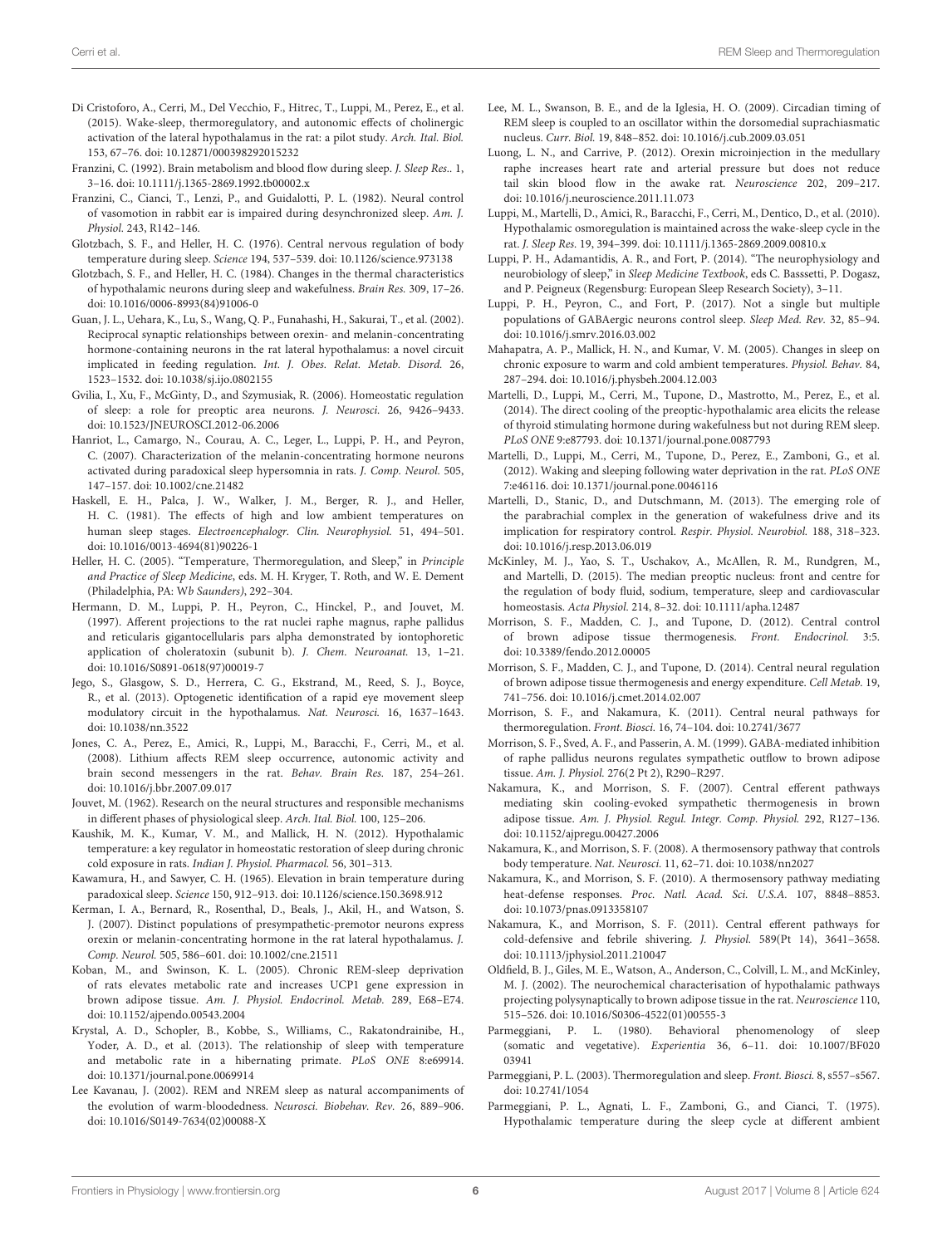Di Cristoforo, A., Cerri, M., Del Vecchio, F., Hitrec, T., Luppi, M., Perez, E., et al. (2015). Wake-sleep, thermoregulatory, and autonomic effects of cholinergic activation of the lateral hypothalamus in the rat: a pilot study. *Arch. Ital. Biol.* 153, 67–76. doi: 10.12871/000398292015232

Franzini, C. (1992). Brain metabolism and blood flow during sleep. *J. Sleep Res.*. 1, 3–16. doi: 10.1111/j.1365-2869.1992.tb00002.x

Franzini, C., Cianci, T., Lenzi, P., and Guidalotti, P. L. (1982). Neural control of vasomotion in rabbit ear is impaired during desynchronized sleep. *Am. J. Physiol.* 243, R142–146.

Glotzbach, S. F., and Heller, H. C. (1976). Central nervous regulation of body temperature during sleep. *Science* 194, 537–539. doi: 10.1126/science.973138

Glotzbach, S. F., and Heller, H. C. (1984). Changes in the thermal characteristics of hypothalamic neurons during sleep and wakefulness. *Brain Res.* 309, 17–26. doi: 10.1016/0006-8993(84)91006-0

Guan, J. L., Uehara, K., Lu, S., Wang, Q. P., Funahashi, H., Sakurai, T., et al. (2002). Reciprocal synaptic relationships between orexin- and melanin-concentrating hormone-containing neurons in the rat lateral hypothalamus: a novel circuit implicated in feeding regulation. *Int. J. Obes. Relat. Metab. Disord.* 26, 1523–1532. doi: 10.1038/sj.ijo.0802155

Gvilia, I., Xu, F., McGinty, D., and Szymusiak, R. (2006). Homeostatic regulation of sleep: a role for preoptic area neurons. *J. Neurosci.* 26, 9426–9433. doi: 10.1523/JNEUROSCI.2012-06.2006

Hanriot, L., Camargo, N., Courau, A. C., Leger, L., Luppi, P. H., and Peyron, C. (2007). Characterization of the melanin-concentrating hormone neurons activated during paradoxical sleep hypersomnia in rats. *J. Comp. Neurol.* 505, 147–157. doi: 10.1002/cne.21482

Haskell, E. H., Palca, J. W., Walker, J. M., Berger, R. J., and Heller, H. C. (1981). The effects of high and low ambient temperatures on human sleep stages. *Electroencephalogr. Clin. Neurophysiol.* 51, 494–501. doi: 10.1016/0013-4694(81)90226-1

Heller, H. C. (2005). "Temperature, Thermoregulation, and Sleep," in *Principle and Practice of Sleep Medicine*, eds. M. H. Kryger, T. Roth, and W. E. Dement (Philadelphia, PA: W*b Saunders*), 292–304.

Hermann, D. M., Luppi, P. H., Peyron, C., Hinckel, P., and Jouvet, M. (1997). Afferent projections to the rat nuclei raphe magnus, raphe pallidus and reticularis gigantocellularis pars alpha demonstrated by iontophoretic application of choleratoxin (subunit b). *J. Chem. Neuroanat.* 13, 1–21. doi: 10.1016/S0891-0618(97)00019-7

Jego, S., Glasgow, S. D., Herrera, C. G., Ekstrand, M., Reed, S. J., Boyce, R., et al. (2013). Optogenetic identification of a rapid eye movement sleep modulatory circuit in the hypothalamus. *Nat. Neurosci.* 16, 1637–1643. doi: 10.1038/nn.3522

Jones, C. A., Perez, E., Amici, R., Luppi, M., Baracchi, F., Cerri, M., et al. (2008). Lithium affects REM sleep occurrence, autonomic activity and brain second messengers in the rat. *Behav. Brain Res.* 187, 254–261. doi: 10.1016/j.bbr.2007.09.017

Jouvet, M. (1962). Research on the neural structures and responsible mechanisms in different phases of physiological sleep. *Arch. Ital. Biol.* 100, 125–206.

Kaushik, M. K., Kumar, V. M., and Mallick, H. N. (2012). Hypothalamic temperature: a key regulator in homeostatic restoration of sleep during chronic cold exposure in rats. *Indian J. Physiol. Pharmacol.* 56, 301–313.

Kawamura, H., and Sawyer, C. H. (1965). Elevation in brain temperature during paradoxical sleep. *Science* 150, 912–913. doi: 10.1126/science.150.3698.912

Kerman, I. A., Bernard, R., Rosenthal, D., Beals, J., Akil, H., and Watson, S. J. (2007). Distinct populations of presympathetic-premotor neurons express orexin or melanin-concentrating hormone in the rat lateral hypothalamus. *J. Comp. Neurol.* 505, 586–601. doi: 10.1002/cne.21511

Koban, M., and Swinson, K. L. (2005). Chronic REM-sleep deprivation of rats elevates metabolic rate and increases UCP1 gene expression in brown adipose tissue. *Am. J. Physiol. Endocrinol. Metab.* 289, E68–E74. doi: 10.1152/ajpendo.00543.2004

Krystal, A. D., Schopler, B., Kobbe, S., Williams, C., Rakatondrainibe, H., Yoder, A. D., et al. (2013). The relationship of sleep with temperature and metabolic rate in a hibernating primate. *PLoS ONE* 8:e69914. doi: 10.1371/journal.pone.0069914

Lee Kavanau, J. (2002). REM and NREM sleep as natural accompaniments of the evolution of warm-bloodedness. *Neurosci. Biobehav. Rev.* 26, 889–906. doi: 10.1016/S0149-7634(02)00088-X

Lee, M. L., Swanson, B. E., and de la Iglesia, H. O. (2009). Circadian timing of REM sleep is coupled to an oscillator within the dorsomedial suprachiasmatic nucleus. *Curr. Biol.* 19, 848–852. doi: 10.1016/j.cub.2009.03.051

Luong, L. N., and Carrive, P. (2012). Orexin microinjection in the medullary raphe increases heart rate and arterial pressure but does not reduce tail skin blood flow in the awake rat. *Neuroscience* 202, 209–217. doi: 10.1016/j.neuroscience.2011.11.073

Luppi, M., Martelli, D., Amici, R., Baracchi, F., Cerri, M., Dentico, D., et al. (2010). Hypothalamic osmoregulation is maintained across the wake-sleep cycle in the rat. *J. Sleep Res.* 19, 394–399. doi: 10.1111/j.1365-2869.2009.00810.x

Luppi, P. H., Adamantidis, A. R., and Fort, P. (2014). "The neurophysiology and neurobiology of sleep," in *Sleep Medicine Textbook*, eds C. Basssetti, P. Dogasz, and P. Peigneux (Regensburg: European Sleep Research Society), 3–11.

Luppi, P. H., Peyron, C., and Fort, P. (2017). Not a single but multiple populations of GABAergic neurons control sleep. *Sleep Med. Rev.* 32, 85–94. doi: 10.1016/j.smrv.2016.03.002

Mahapatra, A. P., Mallick, H. N., and Kumar, V. M. (2005). Changes in sleep on chronic exposure to warm and cold ambient temperatures. *Physiol. Behav.* 84, 287–294. doi: 10.1016/j.physbeh.2004.12.003

Martelli, D., Luppi, M., Cerri, M., Tupone, D., Mastrotto, M., Perez, E., et al. (2014). The direct cooling of the preoptic-hypothalamic area elicits the release of thyroid stimulating hormone during wakefulness but not during REM sleep. *PLoS ONE* 9:e87793. doi: 10.1371/journal.pone.0087793

Martelli, D., Luppi, M., Cerri, M., Tupone, D., Perez, E., Zamboni, G., et al. (2012). Waking and sleeping following water deprivation in the rat. *PLoS ONE* 7:e46116. doi: 10.1371/journal.pone.0046116

Martelli, D., Stanic, D., and Dutschmann, M. (2013). The emerging role of the parabrachial complex in the generation of wakefulness drive and its implication for respiratory control. *Respir. Physiol. Neurobiol.* 188, 318–323. doi: 10.1016/j.resp.2013.06.019

McKinley, M. J., Yao, S. T., Uschakov, A., McAllen, R. M., Rundgren, M., and Martelli, D. (2015). The median preoptic nucleus: front and centre for the regulation of body fluid, sodium, temperature, sleep and cardiovascular homeostasis. *Acta Physiol.* 214, 8–32. doi: 10.1111/apha.12487

Morrison, S. F., Madden, C. J., and Tupone, D. (2012). Central control of brown adipose tissue thermogenesis. *Front. Endocrinol.* 3:5. doi: 10.3389/fendo.2012.00005

Morrison, S. F., Madden, C. J., and Tupone, D. (2014). Central neural regulation of brown adipose tissue thermogenesis and energy expenditure. *Cell Metab.* 19, 741–756. doi: 10.1016/j.cmet.2014.02.007

Morrison, S. F., and Nakamura, K. (2011). Central neural pathways for thermoregulation. *Front. Biosci.* 16, 74–104. doi: 10.2741/3677

Morrison, S. F., Sved, A. F., and Passerin, A. M. (1999). GABA-mediated inhibition of raphe pallidus neurons regulates sympathetic outflow to brown adipose tissue. *Am. J. Physiol.* 276(2 Pt 2), R290–R297.

Nakamura, K., and Morrison, S. F. (2007). Central efferent pathways mediating skin cooling-evoked sympathetic thermogenesis in brown adipose tissue. *Am. J. Physiol. Regul. Integr. Comp. Physiol.* 292, R127–136. doi: 10.1152/ajpregu.00427.2006

Nakamura, K., and Morrison, S. F. (2008). A thermosensory pathway that controls body temperature. *Nat. Neurosci.* 11, 62–71. doi: 10.1038/nn2027

Nakamura, K., and Morrison, S. F. (2010). A thermosensory pathway mediating heat-defense responses. *Proc. Natl. Acad. Sci. U.S.A.* 107, 8848–8853. doi: 10.1073/pnas.0913358107

Nakamura, K., and Morrison, S. F. (2011). Central efferent pathways for cold-defensive and febrile shivering. *J. Physiol.* 589(Pt 14), 3641–3658. doi: 10.1113/jphysiol.2011.210047

Oldfield, B. J., Giles, M. E., Watson, A., Anderson, C., Colvill, L. M., and McKinley, M. J. (2002). The neurochemical characterisation of hypothalamic pathways projecting polysynaptically to brown adipose tissue in the rat. *Neuroscience* 110, 515–526. doi: 10.1016/S0306-4522(01)00555-3

Parmeggiani, P. L. (1980). Behavioral phenomenology of sleep (somatic and vegetative). *Experientia* 36, 6–11. doi: 10.1007/BF02003941

Parmeggiani, P. L. (2003). Thermoregulation and sleep. *Front. Biosci.* 8, s557–s567. doi: 10.2741/1054

Parmeggiani, P. L., Agnati, L. F., Zamboni, G., and Cianci, T. (1975). Hypothalamic temperature during the sleep cycle at different ambient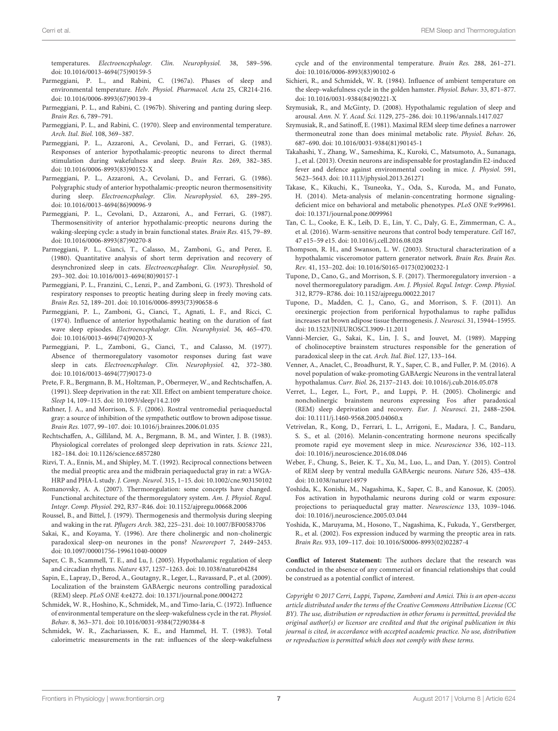temperatures. *Electroencephalogr. Clin. Neurophysiol.* 38, 589–596. doi: 10.1016/0013-4694(75)90159-5

Parmeggiani, P. L., and Rabini, C. (1967a). Phases of sleep and environmental temperature. *Helv. Physiol. Pharmacol. Acta* 25, CR214-216. doi: 10.1016/0006-8993(67)90139-4

Parmeggiani, P. L., and Rabini, C. (1967b). Shivering and panting during sleep. *Brain Res.* 6, 789–791.

Parmeggiani, P. L., and Rabini, C. (1970). Sleep and environmental temperature. *Arch. Ital. Biol.* 108, 369–387.

Parmeggiani, P. L., Azzaroni, A., Cevolani, D., and Ferrari, G. (1983). Responses of anterior hypothalamic-preoptic neurons to direct thermal stimulation during wakefulness and sleep. *Brain Res.* 269, 382–385. doi: 10.1016/0006-8993(83)90152-X

Parmeggiani, P. L., Azzaroni, A., Cevolani, D., and Ferrari, G. (1986). Polygraphic study of anterior hypothalamic-preoptic neuron thermosensitivity during sleep. *Electroencephalogr. Clin. Neurophysiol.* 63, 289–295. doi: 10.1016/0013-4694(86)90096-9

Parmeggiani, P. L., Cevolani, D., Azzaroni, A., and Ferrari, G. (1987). Thermosensitivity of anterior hypothalamic-preoptic neurons during the waking-sleeping cycle: a study in brain functional states. *Brain Res.* 415, 79–89. doi: 10.1016/0006-8993(87)90270-8

Parmeggiani, P. L., Cianci, T., Calasso, M., Zamboni, G., and Perez, E. (1980). Quantitative analysis of short term deprivation and recovery of desynchronized sleep in cats. *Electroencephalogr. Clin. Neurophysiol.* 50, 293–302. doi: 10.1016/0013-4694(80)90157-1

Parmeggiani, P. L., Franzini, C., Lenzi, P., and Zamboni, G. (1973). Threshold of respiratory responses to preoptic heating during sleep in freely moving cats. *Brain Res.* 52, 189–201. doi: 10.1016/0006-8993(73)90658-6

Parmeggiani, P. L., Zamboni, G., Cianci, T., Agnati, L. F., and Ricci, C. (1974). Influence of anterior hypothalamic heating on the duration of fast wave sleep episodes. *Electroencephalogr. Clin. Neurophysiol.* 36, 465–470. doi: 10.1016/0013-4694(74)90203-X

Parmeggiani, P. L., Zamboni, G., Cianci, T., and Calasso, M. (1977). Absence of thermoregulatory vasomotor responses during fast wave sleep in cats. *Electroencephalogr. Clin. Neurophysiol.* 42, 372–380. doi: 10.1016/0013-4694(77)90173-0

Prete, F. R., Bergmann, B. M., Holtzman, P., Obermeyer, W., and Rechtschaffen, A. (1991). Sleep deprivation in the rat: XII. Effect on ambient temperature choice. *Sleep* 14, 109–115. doi: 10.1093/sleep/14.2.109

Rathner, J. A., and Morrison, S. F. (2006). Rostral ventromedial periaqueductal gray: a source of inhibition of the sympathetic outflow to brown adipose tissue. *Brain Res.* 1077, 99–107. doi: 10.1016/j.brainres.2006.01.035

Rechtschaffen, A., Gilliland, M. A., Bergmann, B. M., and Winter, J. B. (1983). Physiological correlates of prolonged sleep deprivation in rats. *Science* 221, 182–184. doi: 10.1126/science.6857280

Rizvi, T. A., Ennis, M., and Shipley, M. T. (1992). Reciprocal connections between the medial preoptic area and the midbrain periaqueductal gray in rat: a WGA-HRP and PHA-L study. *J. Comp. Neurol.* 315, 1–15. doi: 10.1002/cne.903150102

Romanovsky, A. A. (2007). Thermoregulation: some concepts have changed. Functional architecture of the thermoregulatory system. *Am. J. Physiol. Regul. Integr. Comp. Physiol.* 292, R37–R46. doi: 10.1152/ajpregu.00668.2006

Roussel, B., and Bittel, J. (1979). Thermogenesis and thermolysis during sleeping and waking in the rat. *Pflugers Arch.* 382, 225–231. doi: 10.1007/BF00583706

Sakai, K., and Koyama, Y. (1996). Are there cholinergic and non-cholinergic paradoxical sleep-on neurones in the pons? *Neuroreport* 7, 2449–2453. doi: 10.1097/00001756-199611040-00009

Saper, C. B., Scammell, T. E., and Lu, J. (2005). Hypothalamic regulation of sleep and circadian rhythms. *Nature* 437, 1257–1263. doi: 10.1038/nature04284

Sapin, E., Lapray, D., Berod, A., Goutagny, R., Leger, L., Ravassard, P., et al. (2009). Localization of the brainstem GABAergic neurons controlling paradoxical (REM) sleep. *PLoS ONE* 4:e4272. doi: 10.1371/journal.pone.0004272

Schmidek, W. R., Hoshino, K., Schmidek, M., and Timo-Iaria, C. (1972). Influence of environmental temperature on the sleep-wakefulness cycle in the rat. *Physiol. Behav.* 8, 363–371. doi: 10.1016/0031-9384(72)90384-8

Schmidek, W. R., Zachariassen, K. E., and Hammel, H. T. (1983). Total calorimetric measurements in the rat: influences of the sleep-wakefulness cycle and of the environmental temperature. *Brain Res.* 288, 261–271. doi: 10.1016/0006-8993(83)90102-6

Sichieri, R., and Schmidek, W. R. (1984). Influence of ambient temperature on the sleep-wakefulness cycle in the golden hamster. *Physiol. Behav.* 33, 871–877. doi: 10.1016/0031-9384(84)90221-X

Szymusiak, R., and McGinty, D. (2008). Hypothalamic regulation of sleep and arousal. *Ann. N. Y. Acad. Sci.* 1129, 275–286. doi: 10.1196/annals.1417.027

Szymusiak, R., and Satinoff, E. (1981). Maximal REM sleep time defines a narrower thermoneutral zone than does minimal metabolic rate. *Physiol. Behav.* 26, 687–690. doi: 10.1016/0031-9384(81)90145-1

Takahashi, Y., Zhang, W., Sameshima, K., Kuroki, C., Matsumoto, A., Sunanaga, J., et al. (2013). Orexin neurons are indispensable for prostaglandin E2-induced fever and defence against environmental cooling in mice. *J. Physiol.* 591, 5623–5643. doi: 10.1113/jphysiol.2013.261271

Takase, K., Kikuchi, K., Tsuneoka, Y., Oda, S., Kuroda, M., and Funato, H. (2014). Meta-analysis of melanin-concentrating hormone signaling-deficient mice on behavioral and metabolic phenotypes. *PLoS ONE* 9:e99961. doi: 10.1371/journal.pone.0099961

Tan, C. L., Cooke, E. K., Leib, D. E., Lin, Y. C., Daly, G. E., Zimmerman, C. A., et al. (2016). Warm-sensitive neurons that control body temperature. *Cell* 167, 47 e15–59 e15. doi: 10.1016/j.cell.2016.08.028

Thompson, R. H., and Swanson, L. W. (2003). Structural characterization of a hypothalamic visceromotor pattern generator network. *Brain Res. Brain Res. Rev.* 41, 153–202. doi: 10.1016/S0165-0173(02)00232-1

Tupone, D., Cano, G., and Morrison, S. F. (2017). Thermoregulatory inversion - a novel thermoregulatory paradigm. *Am. J. Physiol. Regul. Integr. Comp. Physiol.* 312, R779–R786. doi: 10.1152/ajpregu.00022.2017

Tupone, D., Madden, C. J., Cano, G., and Morrison, S. F. (2011). An orexinergic projection from perifornical hypothalamus to raphe pallidus increases rat brown adipose tissue thermogenesis. *J. Neurosci.* 31, 15944–15955. doi: 10.1523/JNEUROSCI.3909-11.2011

Vanni-Mercier, G., Sakai, K., Lin, J. S., and Jouvet, M. (1989). Mapping of cholinoceptive brainstem structures responsible for the generation of paradoxical sleep in the cat. *Arch. Ital. Biol.* 127, 133–164.

Venner, A., Anaclet, C., Broadhurst, R. Y., Saper, C. B., and Fuller, P. M. (2016). A novel population of wake-promoting GABAergic Neurons in the ventral lateral hypothalamus. *Curr. Biol.* 26, 2137–2143. doi: 10.1016/j.cub.2016.05.078

Verret, L., Leger, L., Fort, P., and Luppi, P. H. (2005). Cholinergic and noncholinergic brainstem neurons expressing Fos after paradoxical (REM) sleep deprivation and recovery. *Eur. J. Neurosci.* 21, 2488–2504. doi: 10.1111/j.1460-9568.2005.04060.x

Vetrivelan, R., Kong, D., Ferrari, L. L., Arrigoni, E., Madara, J. C., Bandaru, S. S., et al. (2016). Melanin-concentrating hormone neurons specifically promote rapid eye movement sleep in mice. *Neuroscience* 336, 102–113. doi: 10.1016/j.neuroscience.2016.08.046

Weber, F., Chung, S., Beier, K. T., Xu, M., Luo, L., and Dan, Y. (2015). Control of REM sleep by ventral medulla GABAergic neurons. *Nature* 526, 435–438. doi: 10.1038/nature14979

Yoshida, K., Konishi, M., Nagashima, K., Saper, C. B., and Kanosue, K. (2005). Fos activation in hypothalamic neurons during cold or warm exposure: projections to periaqueductal gray matter. *Neuroscience* 133, 1039–1046. doi: 10.1016/j.neuroscience.2005.03.044

Yoshida, K., Maruyama, M., Hosono, T., Nagashima, K., Fukuda, Y., Gerstberger, R., et al. (2002). Fos expression induced by warming the preoptic area in rats. *Brain Res.* 933, 109–117. doi: 10.1016/S0006-8993(02)02287-4

**Conflict of Interest Statement:** The authors declare that the research was conducted in the absence of any commercial or financial relationships that could be construed as a potential conflict of interest.

*Copyright © 2017 Cerri, Luppi, Tupone, Zamboni and Amici. This is an open-access article distributed under the terms of the Creative Commons Attribution License (CC BY). The use, distribution or reproduction in other forums is permitted, provided the original author(s) or licensor are credited and that the original publication in this journal is cited, in accordance with accepted academic practice. No use, distribution or reproduction is permitted which does not comply with these terms.*